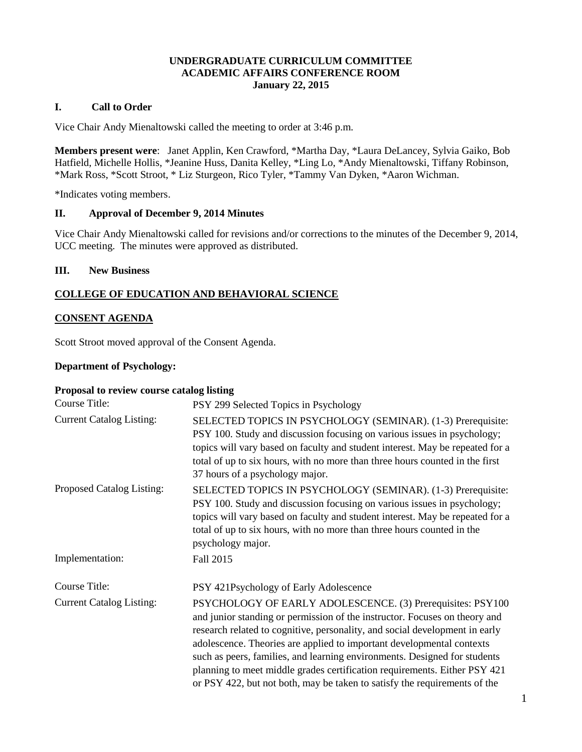**UNDERGRADUATE CURRICULUM COMMITTEE**
**ACADEMIC AFFAIRS CONFERENCE ROOM**
**January 22, 2015**

## I. Call to Order

Vice Chair Andy Mienaltowski called the meeting to order at 3:46 p.m.

**Members present were**: Janet Applin, Ken Crawford, *Martha Day, *Laura DeLancey, Sylvia Gaiko, Bob Hatfield, Michelle Hollis, *Jeanine Huss, Danita Kelley, *Ling Lo, *Andy Mienaltowski, Tiffany Robinson, *Mark Ross, *Scott Stroot, * Liz Sturgeon, Rico Tyler, *Tammy Van Dyken, *Aaron Wichman.

*Indicates voting members.

## II. Approval of December 9, 2014 Minutes

Vice Chair Andy Mienaltowski called for revisions and/or corrections to the minutes of the December 9, 2014, UCC meeting. The minutes were approved as distributed.

## III. New Business

**COLLEGE OF EDUCATION AND BEHAVIORAL SCIENCE**

**CONSENT AGENDA**

Scott Stroot moved approval of the Consent Agenda.

**Department of Psychology:**

**Proposal to review course catalog listing**

| | |
|---|---|
| Course Title: | PSY 299 Selected Topics in Psychology |
| Current Catalog Listing: | SELECTED TOPICS IN PSYCHOLOGY (SEMINAR). (1-3) Prerequisite: PSY 100. Study and discussion focusing on various issues in psychology; topics will vary based on faculty and student interest. May be repeated for a total of up to six hours, with no more than three hours counted in the first 37 hours of a psychology major. |
| Proposed Catalog Listing: | SELECTED TOPICS IN PSYCHOLOGY (SEMINAR). (1-3) Prerequisite: PSY 100. Study and discussion focusing on various issues in psychology; topics will vary based on faculty and student interest. May be repeated for a total of up to six hours, with no more than three hours counted in the psychology major. |
| Implementation: | Fall 2015 |
| Course Title: | PSY 421Psychology of Early Adolescence |
| Current Catalog Listing: | PSYCHOLOGY OF EARLY ADOLESCENCE. (3) Prerequisites: PSY100 and junior standing or permission of the instructor. Focuses on theory and research related to cognitive, personality, and social development in early adolescence. Theories are applied to important developmental contexts such as peers, families, and learning environments. Designed for students planning to meet middle grades certification requirements. Either PSY 421 or PSY 422, but not both, may be taken to satisfy the requirements of the |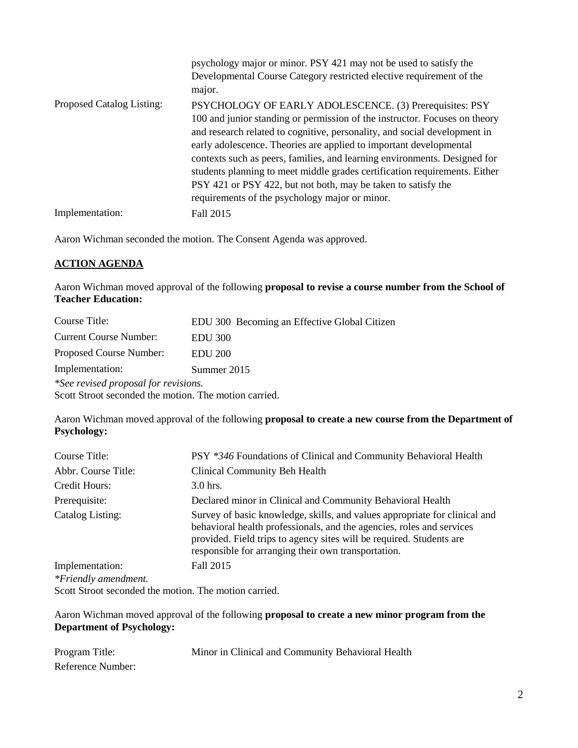| | |
|---|---|
| | psychology major or minor. PSY 421 may not be used to satisfy the Developmental Course Category restricted elective requirement of the major. |
| Proposed Catalog Listing: | PSYCHOLOGY OF EARLY ADOLESCENCE. (3) Prerequisites: PSY 100 and junior standing or permission of the instructor. Focuses on theory and research related to cognitive, personality, and social development in early adolescence. Theories are applied to important developmental contexts such as peers, families, and learning environments. Designed for students planning to meet middle grades certification requirements. Either PSY 421 or PSY 422, but not both, may be taken to satisfy the requirements of the psychology major or minor. |
| Implementation: | Fall 2015 |

Aaron Wichman seconded the motion. The Consent Agenda was approved.

## ACTION AGENDA

Aaron Wichman moved approval of the following **proposal to revise a course number from the School of Teacher Education:**

| | |
|---|---|
| Course Title: | EDU 300 Becoming an Effective Global Citizen |
| Current Course Number: | EDU 300 |
| Proposed Course Number: | EDU 200 |
| Implementation: | Summer 2015 |

*\*See revised proposal for revisions.*

Scott Stroot seconded the motion. The motion carried.

Aaron Wichman moved approval of the following **proposal to create a new course from the Department of Psychology:**

| | |
|---|---|
| Course Title: | PSY *\*346* Foundations of Clinical and Community Behavioral Health |
| Abbr. Course Title: | Clinical Community Beh Health |
| Credit Hours: | 3.0 hrs. |
| Prerequisite: | Declared minor in Clinical and Community Behavioral Health |
| Catalog Listing: | Survey of basic knowledge, skills, and values appropriate for clinical and behavioral health professionals, and the agencies, roles and services provided. Field trips to agency sites will be required. Students are responsible for arranging their own transportation. |
| Implementation: | Fall 2015 |

*\*Friendly amendment.*

Scott Stroot seconded the motion. The motion carried.

Aaron Wichman moved approval of the following **proposal to create a new minor program from the Department of Psychology:**

| | |
|---|---|
| Program Title: | Minor in Clinical and Community Behavioral Health |
| Reference Number: | |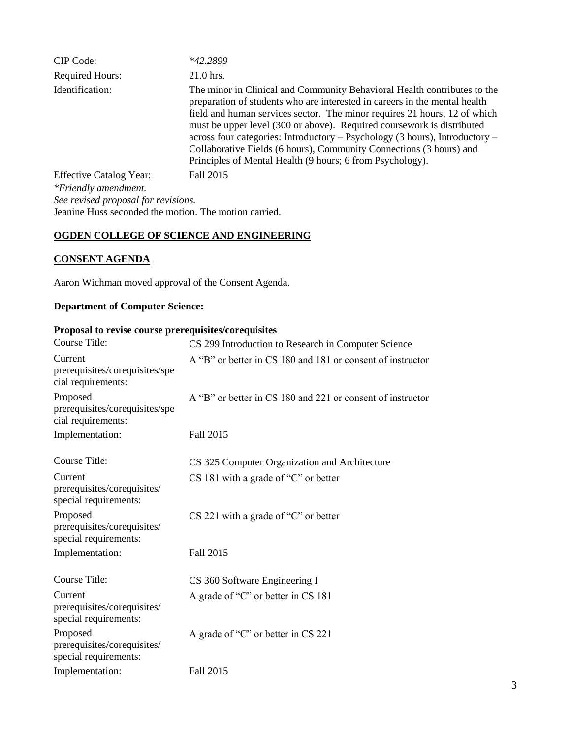| | |
|---|---|
| CIP Code: | *\*42.2899* |
| Required Hours: | 21.0 hrs. |
| Identification: | The minor in Clinical and Community Behavioral Health contributes to the preparation of students who are interested in careers in the mental health field and human services sector. The minor requires 21 hours, 12 of which must be upper level (300 or above). Required coursework is distributed across four categories: Introductory – Psychology (3 hours), Introductory – Collaborative Fields (6 hours), Community Connections (3 hours) and Principles of Mental Health (9 hours; 6 from Psychology). |
| Effective Catalog Year: | Fall 2015 |

*\*Friendly amendment.*
*See revised proposal for revisions.*
Jeanine Huss seconded the motion. The motion carried.

## OGDEN COLLEGE OF SCIENCE AND ENGINEERING

### CONSENT AGENDA

Aaron Wichman moved approval of the Consent Agenda.

**Department of Computer Science:**

**Proposal to revise course prerequisites/corequisites**

| | |
|---|---|
| Course Title: | CS 299 Introduction to Research in Computer Science |
| Current prerequisites/corequisites/special requirements: | A "B" or better in CS 180 and 181 or consent of instructor |
| Proposed prerequisites/corequisites/special requirements: | A "B" or better in CS 180 and 221 or consent of instructor |
| Implementation: | Fall 2015 |

| | |
|---|---|
| Course Title: | CS 325 Computer Organization and Architecture |
| Current prerequisites/corequisites/special requirements: | CS 181 with a grade of "C" or better |
| Proposed prerequisites/corequisites/special requirements: | CS 221 with a grade of "C" or better |
| Implementation: | Fall 2015 |

| | |
|---|---|
| Course Title: | CS 360 Software Engineering I |
| Current prerequisites/corequisites/special requirements: | A grade of "C" or better in CS 181 |
| Proposed prerequisites/corequisites/special requirements: | A grade of "C" or better in CS 221 |
| Implementation: | Fall 2015 |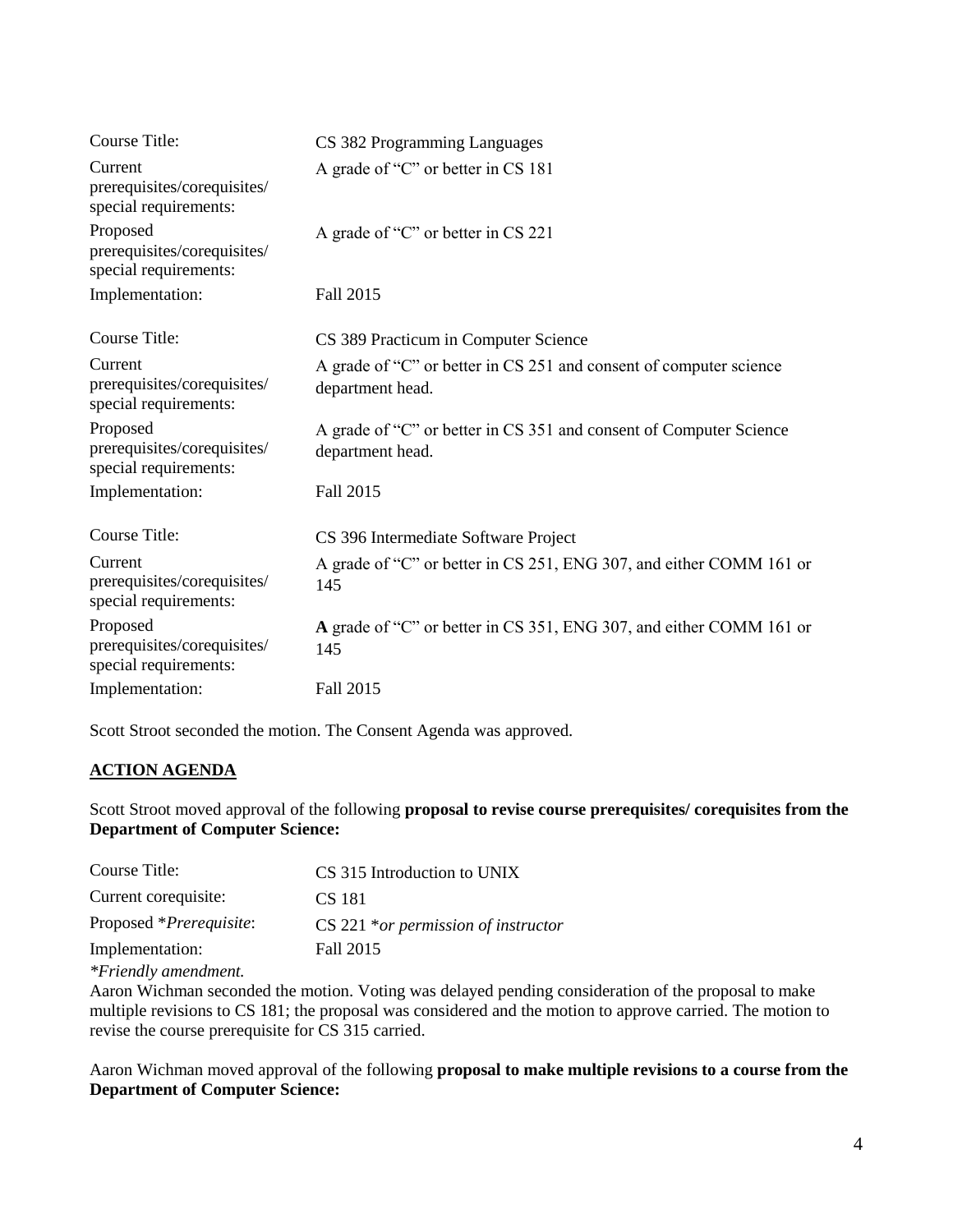| | |
|---|---|
| Course Title: | CS 382 Programming Languages |
| Current prerequisites/corequisites/ special requirements: | A grade of “C” or better in CS 181 |
| Proposed prerequisites/corequisites/ special requirements: | A grade of “C” or better in CS 221 |
| Implementation: | Fall 2015 |

| | |
|---|---|
| Course Title: | CS 389 Practicum in Computer Science |
| Current prerequisites/corequisites/ special requirements: | A grade of “C” or better in CS 251 and consent of computer science department head. |
| Proposed prerequisites/corequisites/ special requirements: | A grade of “C” or better in CS 351 and consent of Computer Science department head. |
| Implementation: | Fall 2015 |

| | |
|---|---|
| Course Title: | CS 396 Intermediate Software Project |
| Current prerequisites/corequisites/ special requirements: | A grade of “C” or better in CS 251, ENG 307, and either COMM 161 or 145 |
| Proposed prerequisites/corequisites/ special requirements: | **A** grade of “C” or better in CS 351, ENG 307, and either COMM 161 or 145 |
| Implementation: | Fall 2015 |

Scott Stroot seconded the motion. The Consent Agenda was approved.

## ACTION AGENDA

Scott Stroot moved approval of the following **proposal to revise course prerequisites/ corequisites from the Department of Computer Science:**

| | |
|---|---|
| Course Title: | CS 315 Introduction to UNIX |
| Current corequisite: | CS 181 |
| Proposed **Prerequisite*: | CS 221 **or permission of instructor* |
| Implementation: | Fall 2015 |

**Friendly amendment.*

Aaron Wichman seconded the motion. Voting was delayed pending consideration of the proposal to make multiple revisions to CS 181; the proposal was considered and the motion to approve carried. The motion to revise the course prerequisite for CS 315 carried.

Aaron Wichman moved approval of the following **proposal to make multiple revisions to a course from the Department of Computer Science:**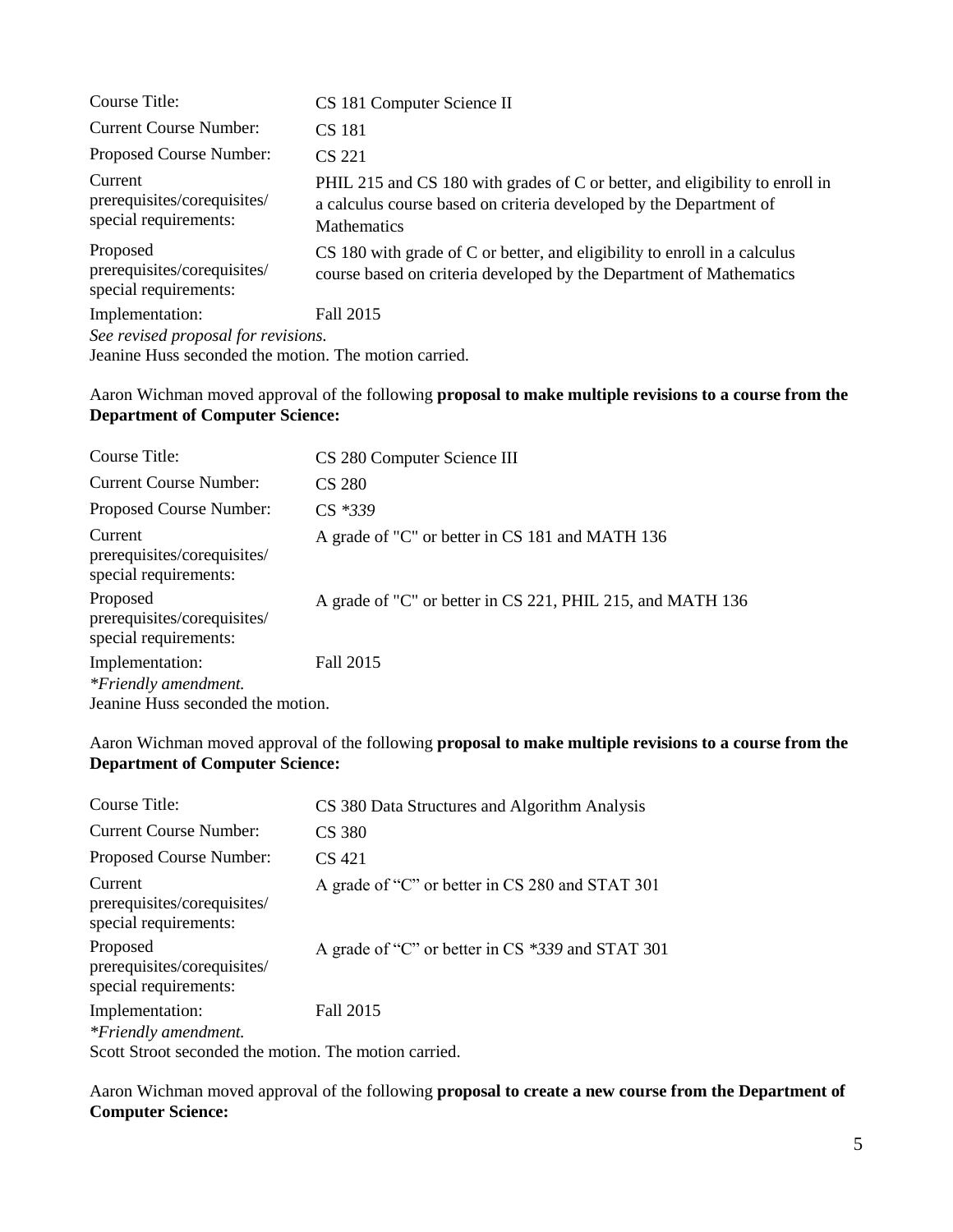| | |
|---|---|
| Course Title: | CS 181 Computer Science II |
| Current Course Number: | CS 181 |
| Proposed Course Number: | CS 221 |
| Current prerequisites/corequisites/ special requirements: | PHIL 215 and CS 180 with grades of C or better, and eligibility to enroll in a calculus course based on criteria developed by the Department of Mathematics |
| Proposed prerequisites/corequisites/ special requirements: | CS 180 with grade of C or better, and eligibility to enroll in a calculus course based on criteria developed by the Department of Mathematics |
| Implementation: | Fall 2015 |

*See revised proposal for revisions.*

Jeanine Huss seconded the motion. The motion carried.

Aaron Wichman moved approval of the following **proposal to make multiple revisions to a course from the Department of Computer Science:**

| | |
|---|---|
| Course Title: | CS 280 Computer Science III |
| Current Course Number: | CS 280 |
| Proposed Course Number: | CS **339* |
| Current prerequisites/corequisites/ special requirements: | A grade of "C" or better in CS 181 and MATH 136 |
| Proposed prerequisites/corequisites/ special requirements: | A grade of "C" or better in CS 221, PHIL 215, and MATH 136 |
| Implementation: | Fall 2015 |

**Friendly amendment.*

Jeanine Huss seconded the motion.

Aaron Wichman moved approval of the following **proposal to make multiple revisions to a course from the Department of Computer Science:**

| | |
|---|---|
| Course Title: | CS 380 Data Structures and Algorithm Analysis |
| Current Course Number: | CS 380 |
| Proposed Course Number: | CS 421 |
| Current prerequisites/corequisites/ special requirements: | A grade of "C" or better in CS 280 and STAT 301 |
| Proposed prerequisites/corequisites/ special requirements: | A grade of "C" or better in CS **339* and STAT 301 |
| Implementation: | Fall 2015 |

**Friendly amendment.*

Scott Stroot seconded the motion. The motion carried.

Aaron Wichman moved approval of the following **proposal to create a new course from the Department of Computer Science:**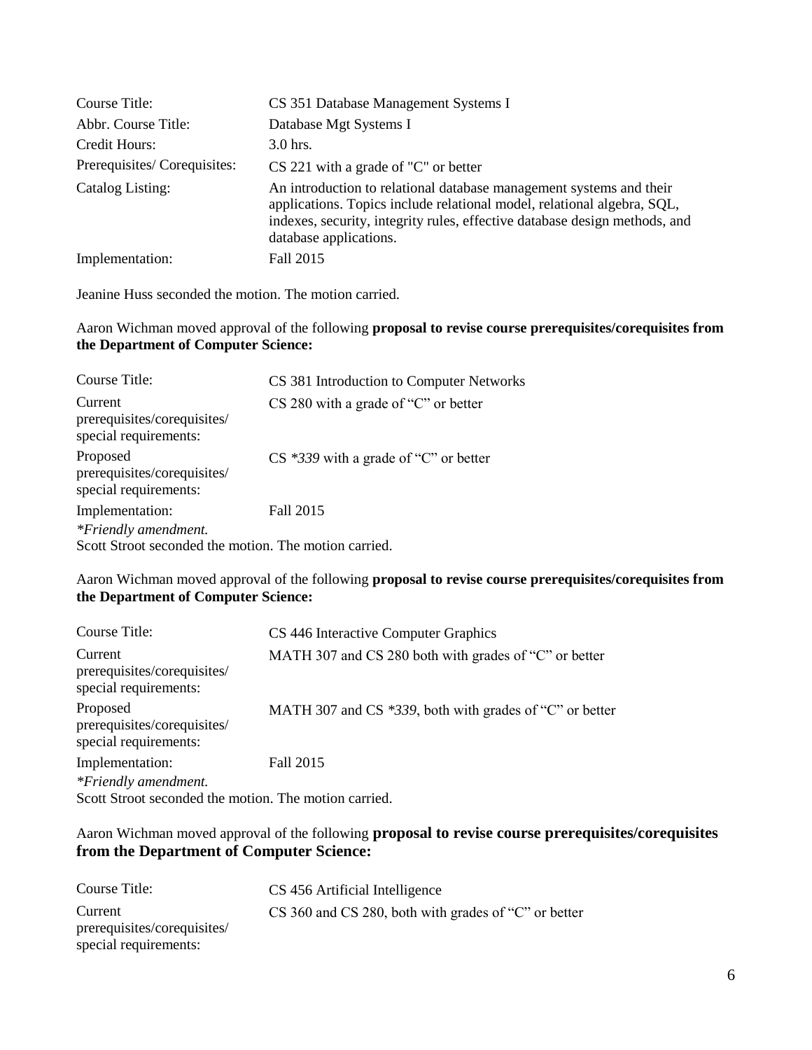| | |
|---|---|
| Course Title: | CS 351 Database Management Systems I |
| Abbr. Course Title: | Database Mgt Systems I |
| Credit Hours: | 3.0 hrs. |
| Prerequisites/ Corequisites: | CS 221 with a grade of "C" or better |
| Catalog Listing: | An introduction to relational database management systems and their applications. Topics include relational model, relational algebra, SQL, indexes, security, integrity rules, effective database design methods, and database applications. |
| Implementation: | Fall 2015 |

Jeanine Huss seconded the motion. The motion carried.

Aaron Wichman moved approval of the following **proposal to revise course prerequisites/corequisites from the Department of Computer Science:**

| | |
|---|---|
| Course Title: | CS 381 Introduction to Computer Networks |
| Current prerequisites/corequisites/ special requirements: | CS 280 with a grade of "C" or better |
| Proposed prerequisites/corequisites/ special requirements: | CS *339* with a grade of "C" or better |
| Implementation: | Fall 2015 |

*\*Friendly amendment.*

Scott Stroot seconded the motion. The motion carried.

Aaron Wichman moved approval of the following **proposal to revise course prerequisites/corequisites from the Department of Computer Science:**

| | |
|---|---|
| Course Title: | CS 446 Interactive Computer Graphics |
| Current prerequisites/corequisites/ special requirements: | MATH 307 and CS 280 both with grades of "C" or better |
| Proposed prerequisites/corequisites/ special requirements: | MATH 307 and CS *339*, both with grades of "C" or better |
| Implementation: | Fall 2015 |

*\*Friendly amendment.*

Scott Stroot seconded the motion. The motion carried.

Aaron Wichman moved approval of the following **proposal to revise course prerequisites/corequisites from the Department of Computer Science:**

| | |
|---|---|
| Course Title: | CS 456 Artificial Intelligence |
| Current prerequisites/corequisites/ special requirements: | CS 360 and CS 280, both with grades of "C" or better |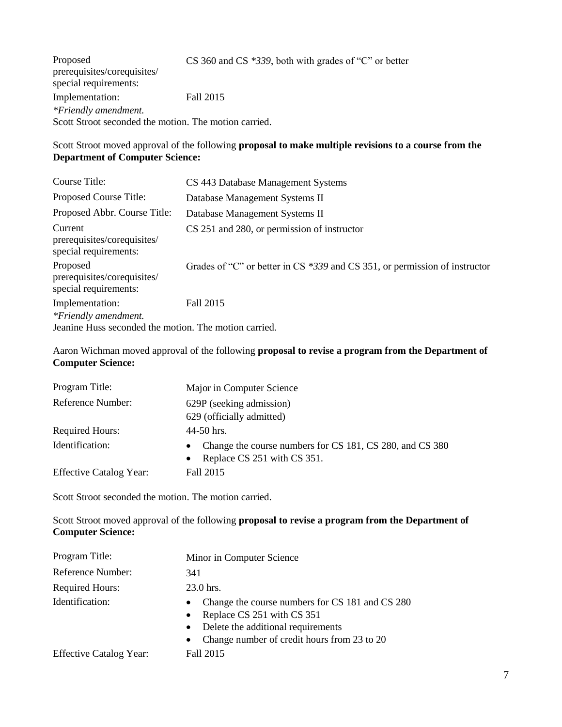| | |
|---|---|
| Proposed prerequisites/corequisites/ special requirements: | CS 360 and CS *339*, both with grades of "C" or better |
| Implementation: | Fall 2015 |

**Friendly amendment.*

Scott Stroot seconded the motion. The motion carried.

Scott Stroot moved approval of the following **proposal to make multiple revisions to a course from the Department of Computer Science:**

| | |
|---|---|
| Course Title: | CS 443 Database Management Systems |
| Proposed Course Title: | Database Management Systems II |
| Proposed Abbr. Course Title: | Database Management Systems II |
| Current prerequisites/corequisites/ special requirements: | CS 251 and 280, or permission of instructor |
| Proposed prerequisites/corequisites/ special requirements: | Grades of "C" or better in CS *339* and CS 351, or permission of instructor |
| Implementation: | Fall 2015 |

**Friendly amendment.*

Jeanine Huss seconded the motion. The motion carried.

Aaron Wichman moved approval of the following **proposal to revise a program from the Department of Computer Science:**

| | |
|---|---|
| Program Title: | Major in Computer Science |
| Reference Number: | 629P (seeking admission)<br>629 (officially admitted) |
| Required Hours: | 44-50 hrs. |
| Identification: | • Change the course numbers for CS 181, CS 280, and CS 380<br>• Replace CS 251 with CS 351. |
| Effective Catalog Year: | Fall 2015 |

Scott Stroot seconded the motion. The motion carried.

Scott Stroot moved approval of the following **proposal to revise a program from the Department of Computer Science:**

| | |
|---|---|
| Program Title: | Minor in Computer Science |
| Reference Number: | 341 |
| Required Hours: | 23.0 hrs. |
| Identification: | • Change the course numbers for CS 181 and CS 280<br>• Replace CS 251 with CS 351<br>• Delete the additional requirements<br>• Change number of credit hours from 23 to 20 |
| Effective Catalog Year: | Fall 2015 |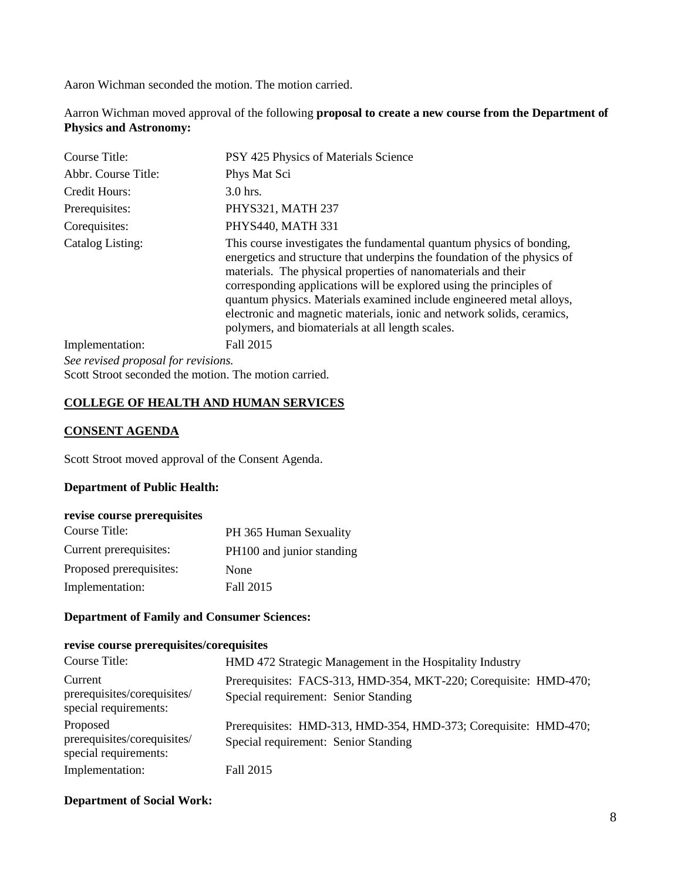Aaron Wichman seconded the motion. The motion carried.

Aarron Wichman moved approval of the following **proposal to create a new course from the Department of Physics and Astronomy:**

| | |
|---|---|
| Course Title: | PSY 425 Physics of Materials Science |
| Abbr. Course Title: | Phys Mat Sci |
| Credit Hours: | 3.0 hrs. |
| Prerequisites: | PHYS321, MATH 237 |
| Corequisites: | PHYS440, MATH 331 |
| Catalog Listing: | This course investigates the fundamental quantum physics of bonding, energetics and structure that underpins the foundation of the physics of materials. The physical properties of nanomaterials and their corresponding applications will be explored using the principles of quantum physics. Materials examined include engineered metal alloys, electronic and magnetic materials, ionic and network solids, ceramics, polymers, and biomaterials at all length scales. |
| Implementation: | Fall 2015 |

*See revised proposal for revisions.*
Scott Stroot seconded the motion. The motion carried.

## COLLEGE OF HEALTH AND HUMAN SERVICES

### CONSENT AGENDA

Scott Stroot moved approval of the Consent Agenda.

**Department of Public Health:**

**revise course prerequisites**

| | |
|---|---|
| Course Title: | PH 365 Human Sexuality |
| Current prerequisites: | PH100 and junior standing |
| Proposed prerequisites: | None |
| Implementation: | Fall 2015 |

**Department of Family and Consumer Sciences:**

**revise course prerequisites/corequisites**

| | |
|---|---|
| Course Title: | HMD 472 Strategic Management in the Hospitality Industry |
| Current prerequisites/corequisites/ special requirements: | Prerequisites: FACS-313, HMD-354, MKT-220; Corequisite: HMD-470; Special requirement: Senior Standing |
| Proposed prerequisites/corequisites/ special requirements: | Prerequisites: HMD-313, HMD-354, HMD-373; Corequisite: HMD-470; Special requirement: Senior Standing |
| Implementation: | Fall 2015 |

**Department of Social Work:**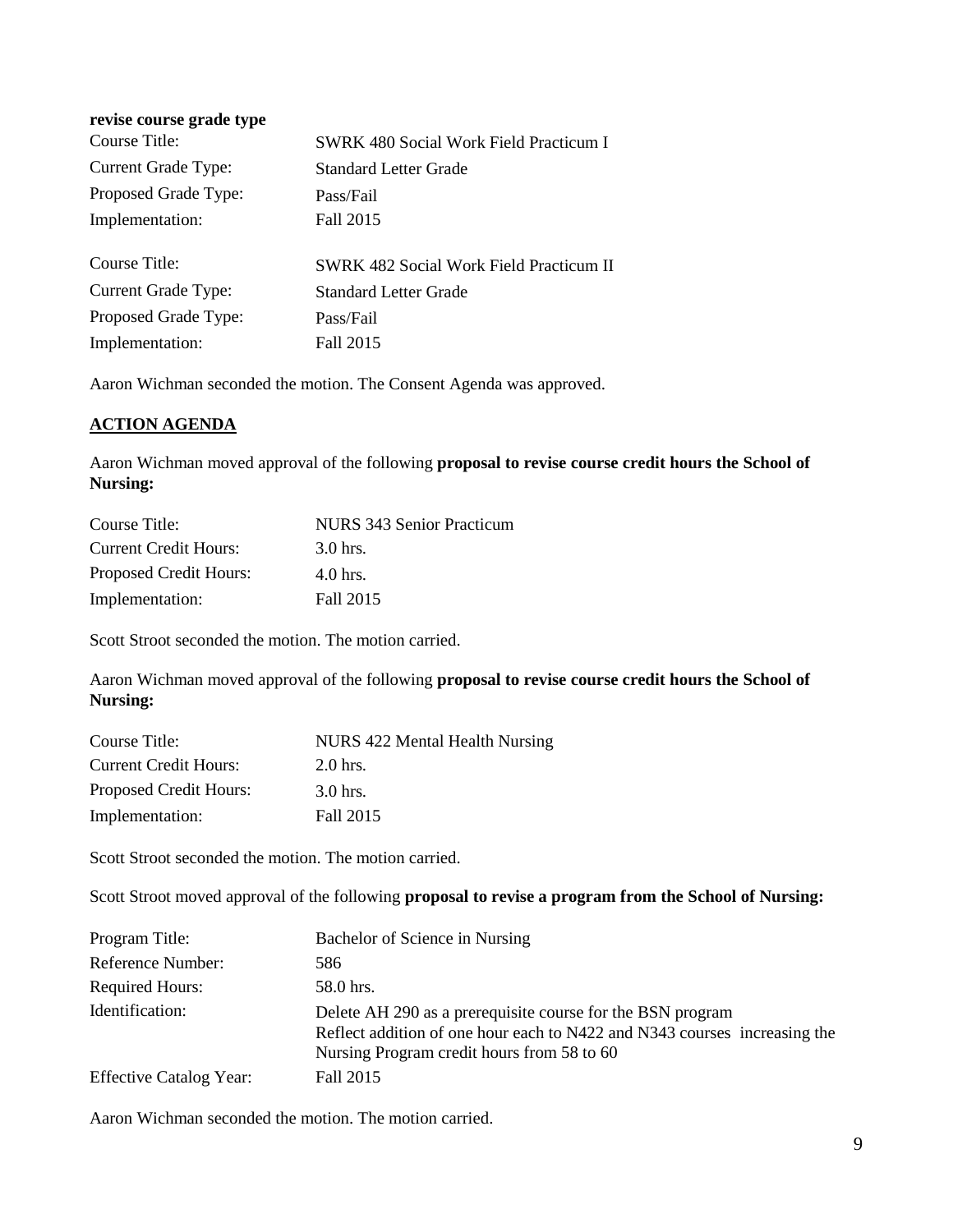**revise course grade type**

| | |
|---|---|
| Course Title: | SWRK 480 Social Work Field Practicum I |
| Current Grade Type: | Standard Letter Grade |
| Proposed Grade Type: | Pass/Fail |
| Implementation: | Fall 2015 |

| | |
|---|---|
| Course Title: | SWRK 482 Social Work Field Practicum II |
| Current Grade Type: | Standard Letter Grade |
| Proposed Grade Type: | Pass/Fail |
| Implementation: | Fall 2015 |

Aaron Wichman seconded the motion. The Consent Agenda was approved.

## ACTION AGENDA

Aaron Wichman moved approval of the following **proposal to revise course credit hours the School of Nursing:**

| | |
|---|---|
| Course Title: | NURS 343 Senior Practicum |
| Current Credit Hours: | 3.0 hrs. |
| Proposed Credit Hours: | 4.0 hrs. |
| Implementation: | Fall 2015 |

Scott Stroot seconded the motion. The motion carried.

Aaron Wichman moved approval of the following **proposal to revise course credit hours the School of Nursing:**

| | |
|---|---|
| Course Title: | NURS 422 Mental Health Nursing |
| Current Credit Hours: | 2.0 hrs. |
| Proposed Credit Hours: | 3.0 hrs. |
| Implementation: | Fall 2015 |

Scott Stroot seconded the motion. The motion carried.

Scott Stroot moved approval of the following **proposal to revise a program from the School of Nursing:**

| | |
|---|---|
| Program Title: | Bachelor of Science in Nursing |
| Reference Number: | 586 |
| Required Hours: | 58.0 hrs. |
| Identification: | Delete AH 290 as a prerequisite course for the BSN program<br>Reflect addition of one hour each to N422 and N343 courses increasing the Nursing Program credit hours from 58 to 60 |
| Effective Catalog Year: | Fall 2015 |

Aaron Wichman seconded the motion. The motion carried.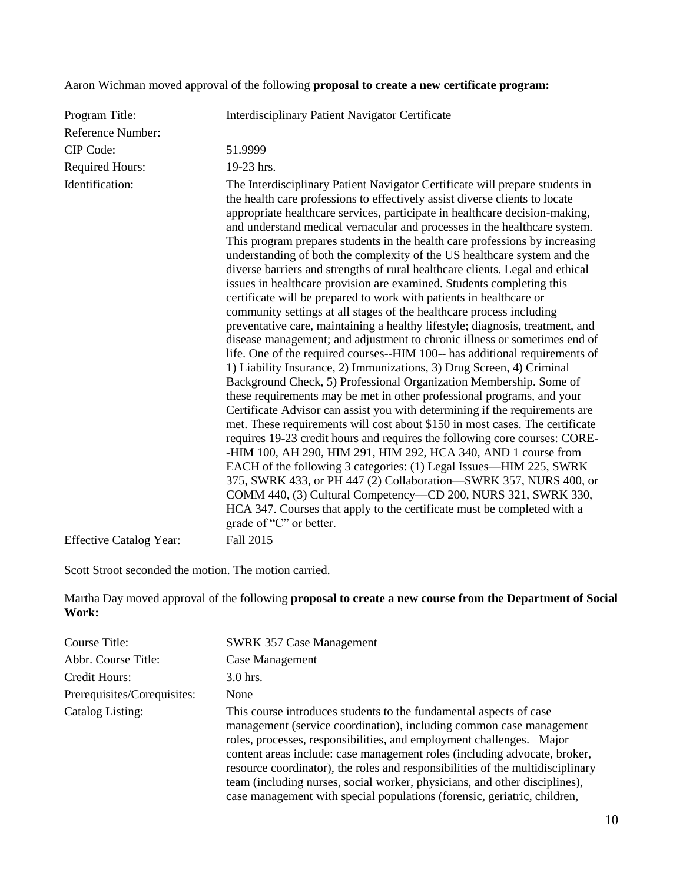Aaron Wichman moved approval of the following **proposal to create a new certificate program:**

| | |
|---|---|
| Program Title: | Interdisciplinary Patient Navigator Certificate |
| Reference Number: | |
| CIP Code: | 51.9999 |
| Required Hours: | 19-23 hrs. |
| Identification: | The Interdisciplinary Patient Navigator Certificate will prepare students in the health care professions to effectively assist diverse clients to locate appropriate healthcare services, participate in healthcare decision-making, and understand medical vernacular and processes in the healthcare system. This program prepares students in the health care professions by increasing understanding of both the complexity of the US healthcare system and the diverse barriers and strengths of rural healthcare clients. Legal and ethical issues in healthcare provision are examined. Students completing this certificate will be prepared to work with patients in healthcare or community settings at all stages of the healthcare process including preventative care, maintaining a healthy lifestyle; diagnosis, treatment, and disease management; and adjustment to chronic illness or sometimes end of life. One of the required courses--HIM 100-- has additional requirements of 1) Liability Insurance, 2) Immunizations, 3) Drug Screen, 4) Criminal Background Check, 5) Professional Organization Membership. Some of these requirements may be met in other professional programs, and your Certificate Advisor can assist you with determining if the requirements are met. These requirements will cost about $150 in most cases. The certificate requires 19-23 credit hours and requires the following core courses: CORE--HIM 100, AH 290, HIM 291, HIM 292, HCA 340, AND 1 course from EACH of the following 3 categories: (1) Legal Issues—HIM 225, SWRK 375, SWRK 433, or PH 447 (2) Collaboration—SWRK 357, NURS 400, or COMM 440, (3) Cultural Competency—CD 200, NURS 321, SWRK 330, HCA 347. Courses that apply to the certificate must be completed with a grade of "C" or better. |
| Effective Catalog Year: | Fall 2015 |

Scott Stroot seconded the motion. The motion carried.

Martha Day moved approval of the following **proposal to create a new course from the Department of Social Work:**

| | |
|---|---|
| Course Title: | SWRK 357 Case Management |
| Abbr. Course Title: | Case Management |
| Credit Hours: | 3.0 hrs. |
| Prerequisites/Corequisites: | None |
| Catalog Listing: | This course introduces students to the fundamental aspects of case management (service coordination), including common case management roles, processes, responsibilities, and employment challenges. Major content areas include: case management roles (including advocate, broker, resource coordinator), the roles and responsibilities of the multidisciplinary team (including nurses, social worker, physicians, and other disciplines), case management with special populations (forensic, geriatric, children, |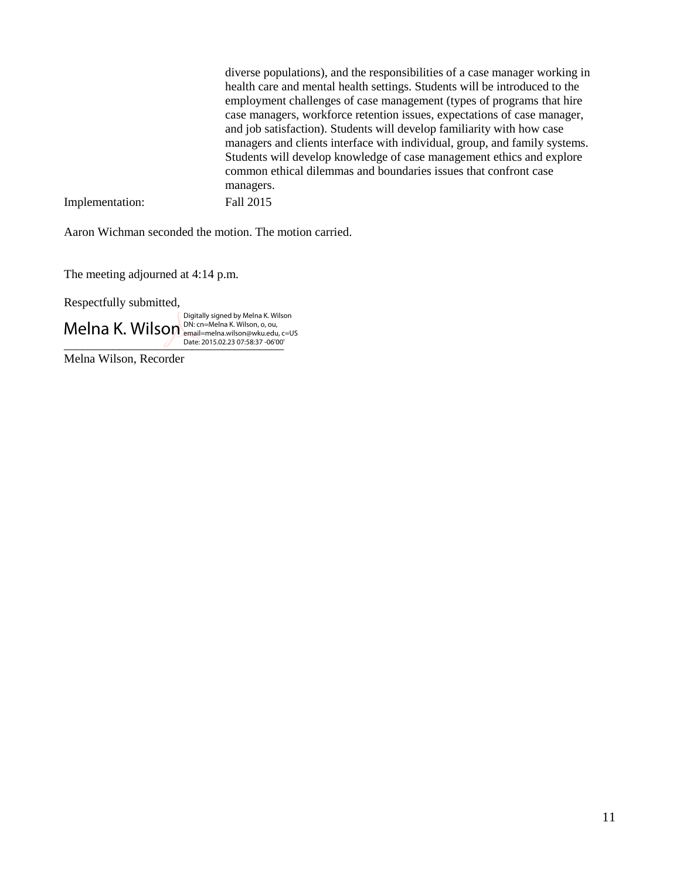| | |
|---|---|
| | diverse populations), and the responsibilities of a case manager working in health care and mental health settings. Students will be introduced to the employment challenges of case management (types of programs that hire case managers, workforce retention issues, expectations of case manager, and job satisfaction). Students will develop familiarity with how case managers and clients interface with individual, group, and family systems. Students will develop knowledge of case management ethics and explore common ethical dilemmas and boundaries issues that confront case managers. |
| Implementation: | Fall 2015 |

Aaron Wichman seconded the motion. The motion carried.

The meeting adjourned at 4:14 p.m.

Respectfully submitted,

Melna K. Wilson

Digitally signed by Melna K. Wilson
DN: cn=Melna K. Wilson, o, ou, email=melna.wilson@wku.edu, c=US
Date: 2015.02.23 07:58:37 -06'00'

_______________________________________

Melna Wilson, Recorder